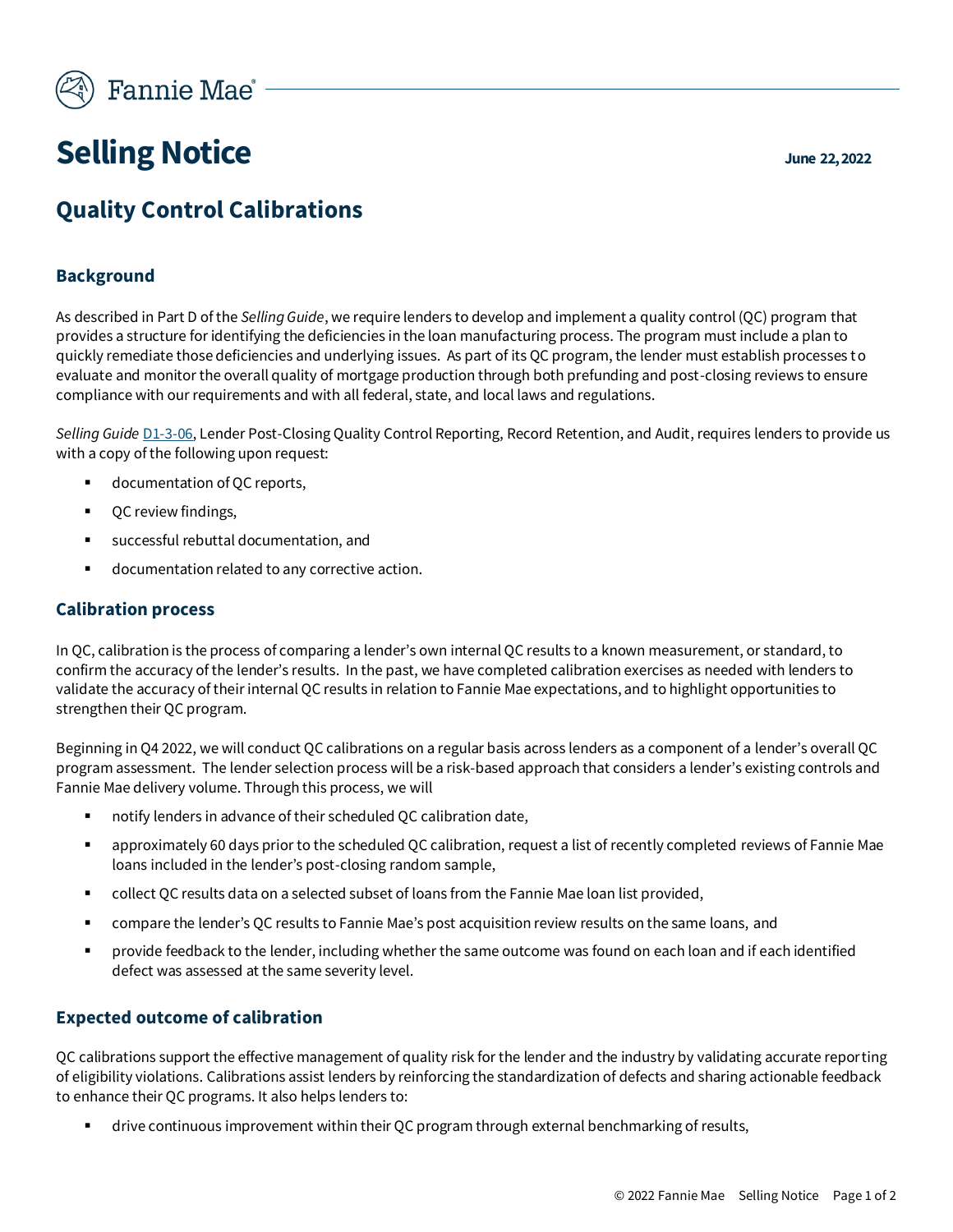Fannie Mae

# Selling Notice

June 22, 2022

## Quality Control Calibrations

### Background

As described in Part D of the *Selling Guide*, we require lenders to develop and implement a quality control (QC) program that provides a structure for identifying the deficiencies in the loan manufacturing process. The program must include a plan to quickly remediate those deficiencies and underlying issues. As part of its QC program, the lender must establish processes to evaluate and monitor the overall quality of mortgage production through both prefunding and post-closing reviews to ensure compliance with our requirements and with all federal, state, and local laws and regulations.

*Selling Guide* D1-3-06, Lender Post-Closing Quality Control Reporting, Record Retention, and Audit, requires lenders to provide us with a copy of the following upon request:

- documentation of QC reports,
- QC review findings,
- successful rebuttal documentation, and
- documentation related to any corrective action.

### Calibration process

In QC, calibration is the process of comparing a lender's own internal QC results to a known measurement, or standard, to confirm the accuracy of the lender's results. In the past, we have completed calibration exercises as needed with lenders to validate the accuracy of their internal QC results in relation to Fannie Mae expectations, and to highlight opportunities to strengthen their QC program.

Beginning in Q4 2022, we will conduct QC calibrations on a regular basis across lenders as a component of a lender's overall QC program assessment. The lender selection process will be a risk-based approach that considers a lender's existing controls and Fannie Mae delivery volume. Through this process, we will

- notify lenders in advance of their scheduled QC calibration date,
- approximately 60 days prior to the scheduled QC calibration, request a list of recently completed reviews of Fannie Mae loans included in the lender's post-closing random sample,
- collect QC results data on a selected subset of loans from the Fannie Mae loan list provided,
- compare the lender's QC results to Fannie Mae's post acquisition review results on the same loans, and
- provide feedback to the lender, including whether the same outcome was found on each loan and if each identified defect was assessed at the same severity level.

### Expected outcome of calibration

QC calibrations support the effective management of quality risk for the lender and the industry by validating accurate reporting of eligibility violations. Calibrations assist lenders by reinforcing the standardization of defects and sharing actionable feedback to enhance their QC programs. It also helps lenders to:

- drive continuous improvement within their QC program through external benchmarking of results,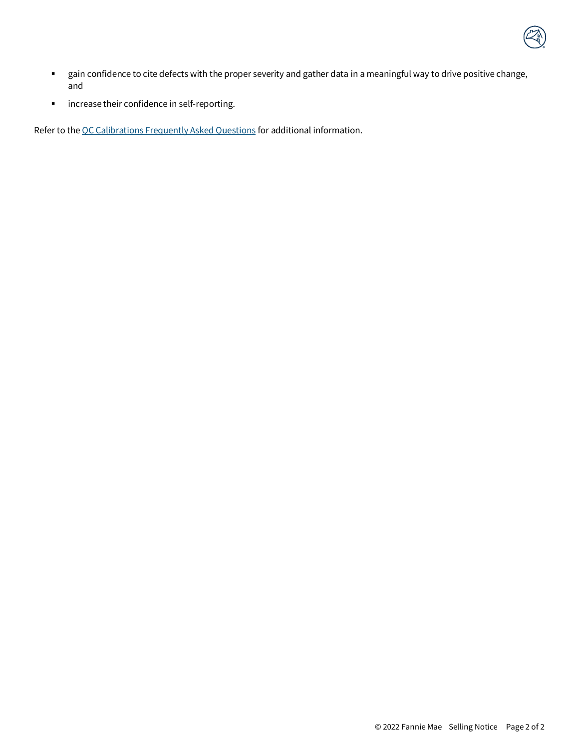- gain confidence to cite defects with the proper severity and gather data in a meaningful way to drive positive change, and
- increase their confidence in self-reporting.

Refer to the QC Calibrations Frequently Asked Questions for additional information.